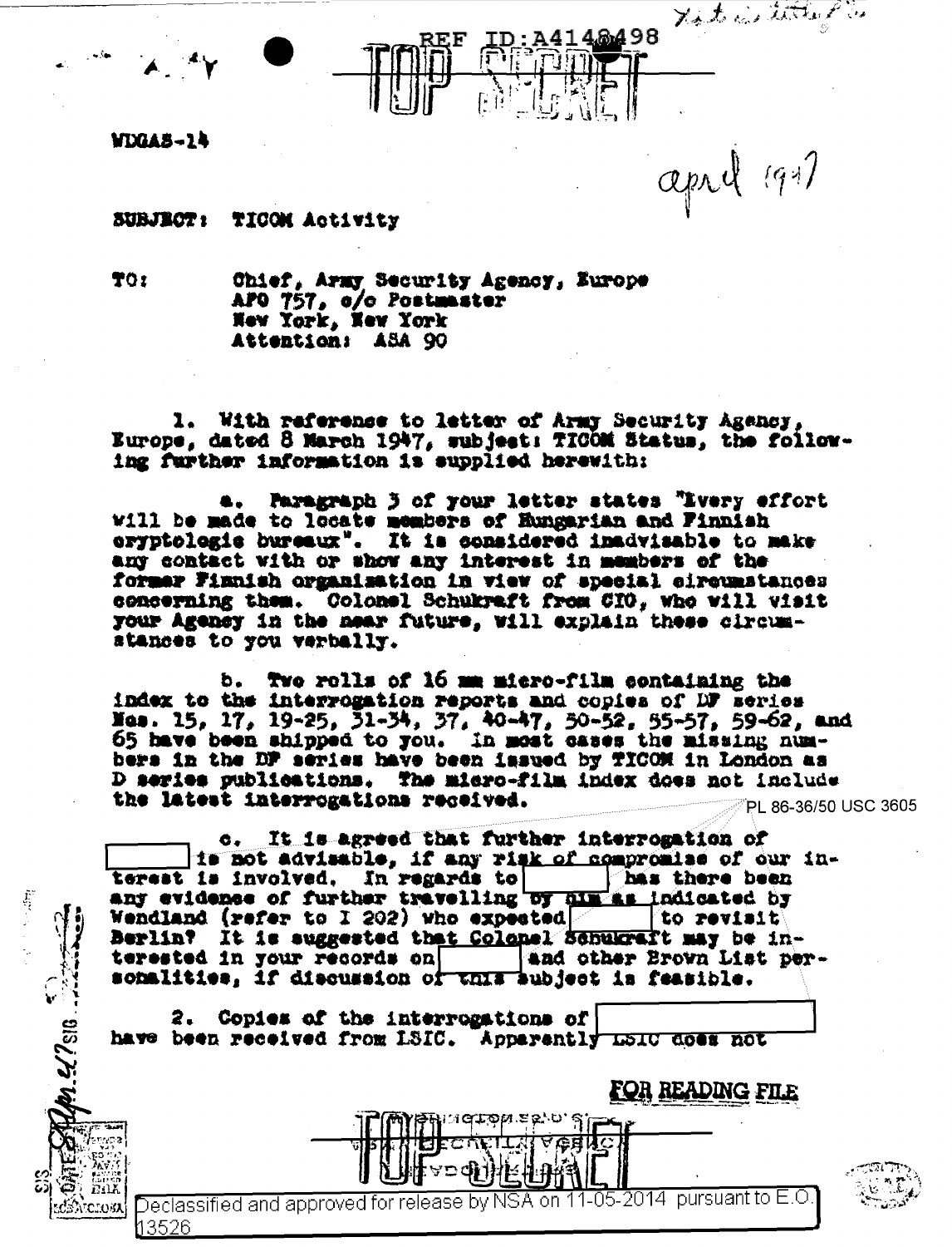REF ID:A4148498

TOP SECRET

WDGAS-14

april 1947

SUBJECT: TICOM Activity

TO: Chief, Army Security Agency, Europe
APO 757, c/o Postmaster
New York, New York
Attention: ASA 90

1. With reference to letter of Army Security Agency, Europe, dated 8 March 1947, subject: TICOM Status, the following further information is supplied herewith:

a. Paragraph 3 of your letter states "Every effort will be made to locate members of Hungarian and Finnish cryptologic bureaux". It is considered inadvisable to make any contact with or show any interest in members of the former Finnish organization in view of special circumstances concerning them. Colonel Schukraft from CIO, who will visit your Agency in the near future, will explain these circumstances to you verbally.

b. Two rolls of 16 mm micro-film containing the index to the interrogation reports and copies of DF series Nos. 15, 17, 19-25, 31-34, 37, 40-47, 50-52, 55-57, 59-62, and 65 have been shipped to you. In most cases the missing numbers in the DF series have been issued by TICOM in London as D series publications. The micro-film index does not include the latest interrogations received.

PL 86-36/50 USC 3605

c. It is agreed that further interrogation of [ ] is not advisable, if any risk of compromise of our interest is involved. In regards to [ ] has there been any evidence of further travelling by him as indicated by Wendland (refer to I 202) who expected [ ] to revisit Berlin? It is suggested that Colonel Schukraft may be interested in your records on [ ] and other Brown List personalities, if discussion of this subject is feasible.

2. Copies of the interrogations of [ ] have been received from LSIC. Apparently LSIC does not

FOR READING FILE

TOP SECRET

Declassified and approved for release by NSA on 11-05-2014 pursuant to E.O. 13526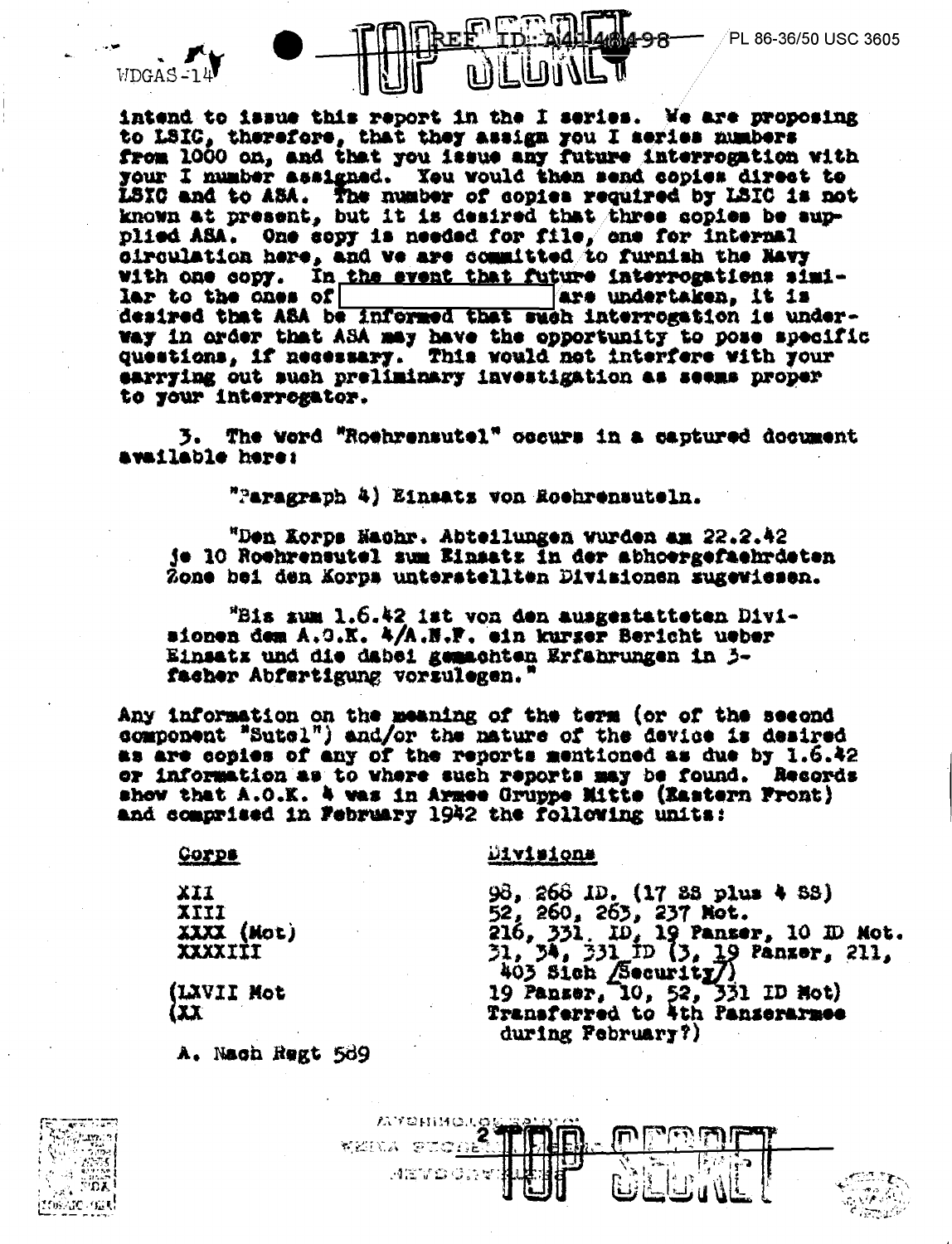intend to issue this report in the I series. We are proposing to LSIC, therefore, that they assign you I series numbers from 1000 on, and that you issue any future interrogation with your I number assigned. You would then send copies direct to LSIC and to ASA. The number of copies required by LSIC is not known at present, but it is desired that three copies be supplied ASA. One copy is needed for file, one for internal circulation here, and we are committed to furnish the Navy with one copy. In the event that future interrogations similar to the ones of [redacted] are undertaken, it is desired that ASA be informed that such interrogation is underway in order that ASA may have the opportunity to pose specific questions, if necessary. This would not interfere with your carrying out such preliminary investigation as seems proper to your interrogator.

3. The word "Roehrensutel" occurs in a captured document available here:

"Paragraph 4) Einsatz von Roehrensuteln.

"Den Korps Nachr. Abteilungen wurden am 22.2.42 je 10 Roehrensutel zum Einsatz in der abhoergefaehrdeten Zone bei den Korps unterstellten Divisionen zugewiesen.

"Bis zum 1.6.42 ist von den ausgestatteten Divisionen dem A.O.K. 4/A.N.F. ein kurzer Bericht ueber Einsatz und die dabei gemachten Erfahrungen in 3-facher Abfertigung vorzulegen."

Any information on the meaning of the term (or of the second component "Sutel") and/or the nature of the device is desired as are copies of any of the reports mentioned as due by 1.6.42 or information as to where such reports may be found. Records show that A.O.K. 4 was in Armee Gruppe Mitte (Eastern Front) and comprised in February 1942 the following units:

| Corps | Divisions |
|---|---|
| XII | 98, 268 ID. (17 SS plus 4 SS) |
| XIII | 52, 260, 263, 237 Mot. |
| XXXX (Mot) | 216, 331, ID, 19 Panzer, 10 ID Mot. |
| XXXXIII | 31, 34, 331 ID (3, 19 Panzer, 211, 403 Sich [Security]) |
| (LXVII Mot | 19 Panzer, 10, 52, 331 ID Mot) |
| (XX | Transferred to 4th Panzerarmee during February?) |

A. Nach Regt 589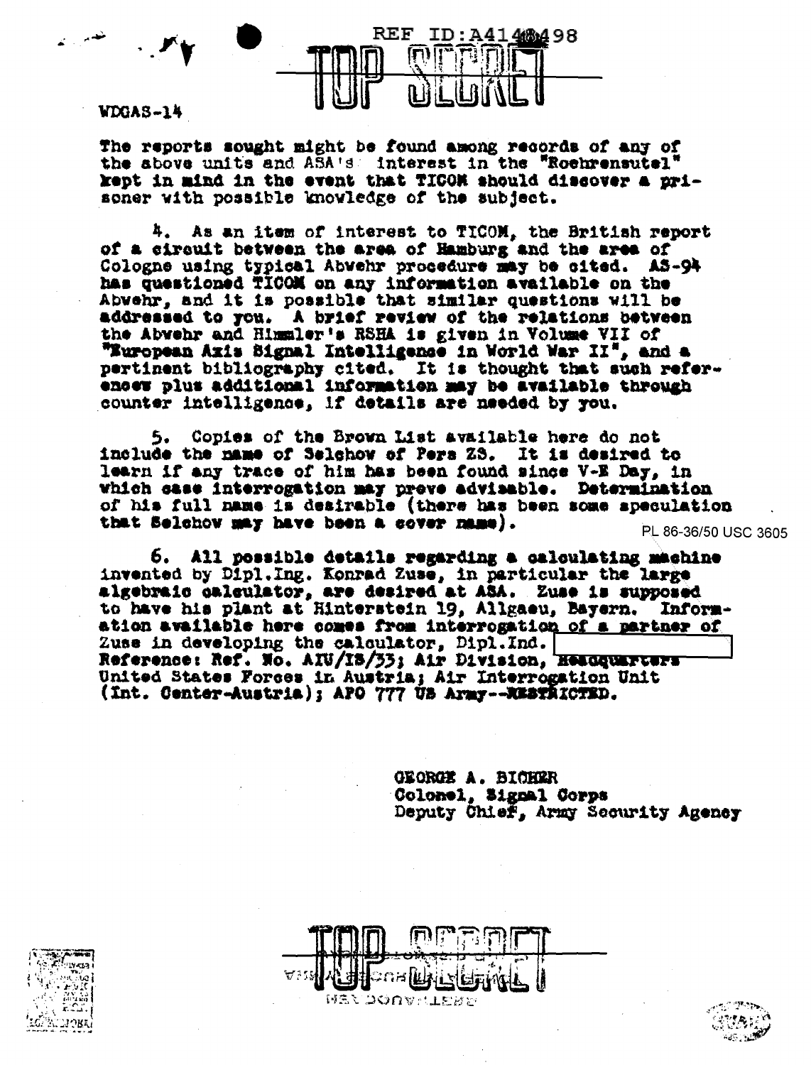WDGAS-14

The reports sought might be found among records of any of the above units and ASA's interest in the "Roehrensutel" kept in mind in the event that TICOM should discover a prisoner with possible knowledge of the subject.

4. As an item of interest to TICOM, the British report of a circuit between the area of Hamburg and the area of Cologne using typical Abwehr procedure may be cited. AS-94 has questioned TICOM on any information available on the Abwehr, and it is possible that similar questions will be addressed to you. A brief review of the relations between the Abwehr and Himmler's RSHA is given in Volume VII of "European Axis Signal Intelligence in World War II", and a pertinent bibliography cited. It is thought that such references plus additional information may be available through counter intelligence, if details are needed by you.

5. Copies of the Brown List available here do not include the name of Selchow of Pers ZS. It is desired to learn if any trace of him has been found since V-E Day, in which case interrogation may prove advisable. Determination of his full name is desirable (there has been some speculation that Selchow may have been a cover name).

PL 86-36/50 USC 3605

6. All possible details regarding a calculating machine invented by Dipl.Ing. Konrad Zuse, in particular the large algebraic calculator, are desired at ASA. Zuse is supposed to have his plant at Hinterstein 19, Allgaeu, Bayern. Information available here comes from interrogation of a partner of Zuse in developing the calculator, Dipl.Ind. [REDACTED] Reference: Ref. No. AIU/IS/33; Air Division, Headquarters United States Forces in Austria; Air Interrogation Unit (Int. Center-Austria); APO 777 US Army--RESTRICTED.

GEORGE A. BICHER
Colonel, Signal Corps
Deputy Chief, Army Security Agency